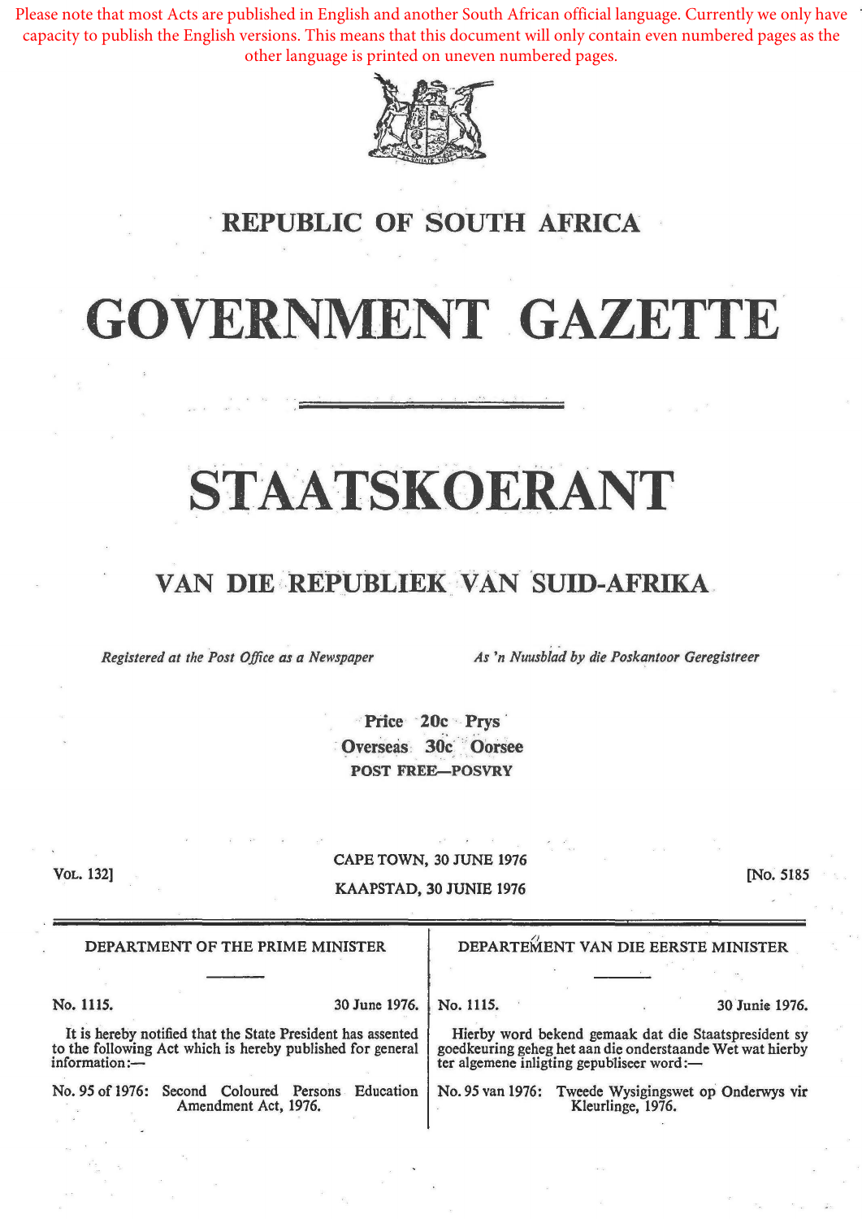Please note that most Acts are published in English and another South African official language. Currently we only have capacity to publish the English versions. This means that this document will only contain even numbered pages as the other language is printed on uneven numbered pages.

# REPUBLIC OF SOUTH AFRICA

# GOVERNMENT GAZETTE

# STAATSKOERANT

# VAN DIE REPUBLIEK VAN SUID-AFRIKA

*Registered at the Post Office as a Newspaper*

*As 'n Nuusblad by die Poskantoor Geregistreer*

Price 20c Prys
Overseas 30c Oorsee
POST FREE—POSVRY

VOL. 132]

CAPE TOWN, 30 JUNE 1976
KAAPSTAD, 30 JUNIE 1976

[No. 5185

## DEPARTMENT OF THE PRIME MINISTER

No. 1115. 30 June 1976.

It is hereby notified that the State President has assented to the following Act which is hereby published for general information:—

No. 95 of 1976: Second Coloured Persons Education Amendment Act, 1976.

## DEPARTEMENT VAN DIE EERSTE MINISTER

No. 1115. 30 Junie 1976.

Hierby word bekend gemaak dat die Staatspresident sy goedkeuring geheg het aan die onderstaande Wet wat hierby ter algemene inligting gepubliseer word:—

No. 95 van 1976: Tweede Wysigingswet op Onderwys vir Kleurlinge, 1976.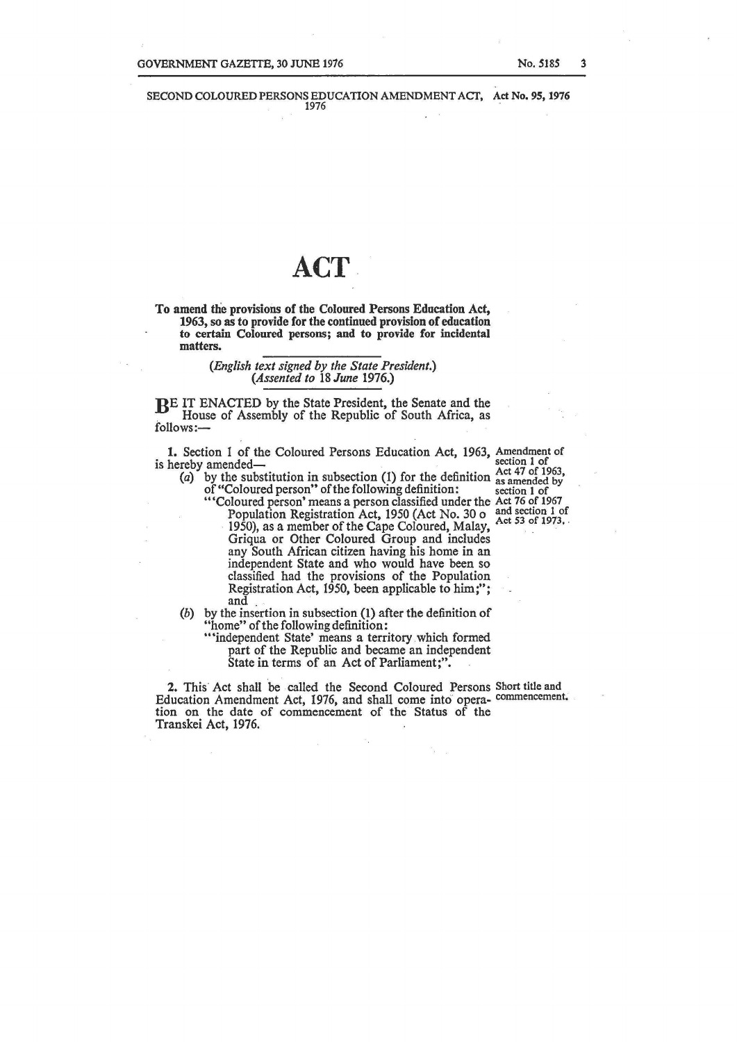SECOND COLOURED PERSONS EDUCATION AMENDMENT ACT, 1976 — Act No. 95, 1976

# ACT

**To amend the provisions of the Coloured Persons Education Act, 1963, so as to provide for the continued provision of education to certain Coloured persons; and to provide for incidental matters.**

*(English text signed by the State President.)*
*(Assented to 18 June 1976.)*

BE IT ENACTED by the State President, the Senate and the House of Assembly of the Republic of South Africa, as follows:—

*Amendment of section 1 of Act 47 of 1963, as amended by section 1 of Act 76 of 1967 and section 1 of Act 53 of 1973.*

**1.** Section 1 of the Coloured Persons Education Act, 1963, is hereby amended—

(*a*) by the substitution in subsection (1) for the definition of "Coloured person" of the following definition:

"'Coloured person' means a person classified under the Population Registration Act, 1950 (Act No. 30 o 1950), as a member of the Cape Coloured, Malay, Griqua or Other Coloured Group and includes any South African citizen having his home in an independent State and who would have been so classified had the provisions of the Population Registration Act, 1950, been applicable to him;"; and

(*b*) by the insertion in subsection (1) after the definition of "home" of the following definition:

"'independent State' means a territory which formed part of the Republic and became an independent State in terms of an Act of Parliament;".

*Short title and commencement.*

**2.** This Act shall be called the Second Coloured Persons Education Amendment Act, 1976, and shall come into operation on the date of commencement of the Status of the Transkei Act, 1976.